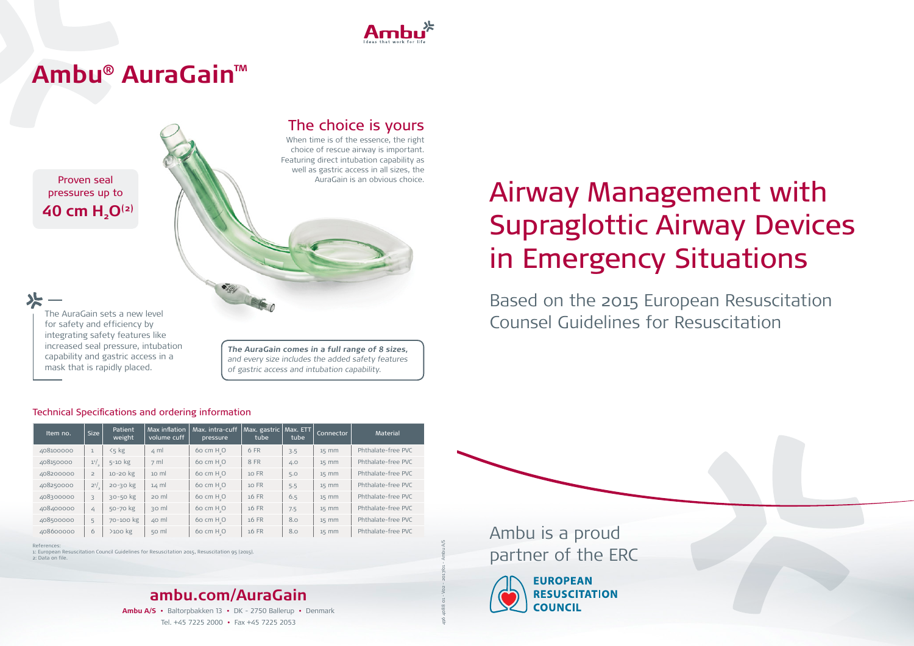# Ambu® AuraGain™

## The choice is yours

When time is of the essence, the right choice of rescue airway is important. Featuring direct intubation capability as well as gastric access in all sizes, the AuraGain is an obvious choice.

Proven seal pressures up to **40 cm $H_2O$[2]**

The AuraGain sets a new level for safety and efficiency by integrating safety features like increased seal pressure, intubation capability and gastric access in a mask that is rapidly placed.

***The AuraGain comes in a full range of 8 sizes,*** *and every size includes the added safety features of gastric access and intubation capability.*

### Technical Specifications and ordering information

| Item no. | Size | Patient weight | Max inflation volume cuff | Max. intra-cuff pressure | Max. gastric tube | Max. ETT tube | Connector | Material |
|---|---|---|---|---|---|---|---|---|
| 408100000 | 1 | <5 kg | 4 ml | 60 cm $H_2O$ | 6 FR | 3.5 | 15 mm | Phthalate-free PVC |
| 408150000 | 1½ | 5-10 kg | 7 ml | 60 cm $H_2O$ | 8 FR | 4.0 | 15 mm | Phthalate-free PVC |
| 408200000 | 2 | 10-20 kg | 10 ml | 60 cm $H_2O$ | 10 FR | 5.0 | 15 mm | Phthalate-free PVC |
| 408250000 | 2½ | 20-30 kg | 14 ml | 60 cm $H_2O$ | 10 FR | 5.5 | 15 mm | Phthalate-free PVC |
| 408300000 | 3 | 30-50 kg | 20 ml | 60 cm $H_2O$ | 16 FR | 6.5 | 15 mm | Phthalate-free PVC |
| 408400000 | 4 | 50-70 kg | 30 ml | 60 cm $H_2O$ | 16 FR | 7.5 | 15 mm | Phthalate-free PVC |
| 408500000 | 5 | 70-100 kg | 40 ml | 60 cm $H_2O$ | 16 FR | 8.0 | 15 mm | Phthalate-free PVC |
| 408600000 | 6 | >100 kg | 50 ml | 60 cm $H_2O$ | 16 FR | 8.0 | 15 mm | Phthalate-free PVC |

References:
1: European Resuscitation Council Guidelines for Resuscitation 2015, Resuscitation 95 (2015).
2: Data on file.

## ambu.com/AuraGain

**Ambu A/S** • Baltorpbakken 13 • DK - 2750 Ballerup • Denmark
Tel. +45 7225 2000 • Fax +45 7225 2053

496 4088 01 - V02 - 2017/01 - Ambu A/S

# Airway Management with Supraglottic Airway Devices in Emergency Situations

Based on the 2015 European Resuscitation Counsel Guidelines for Resuscitation

Ambu is a proud partner of the ERC

EUROPEAN RESUSCITATION COUNCIL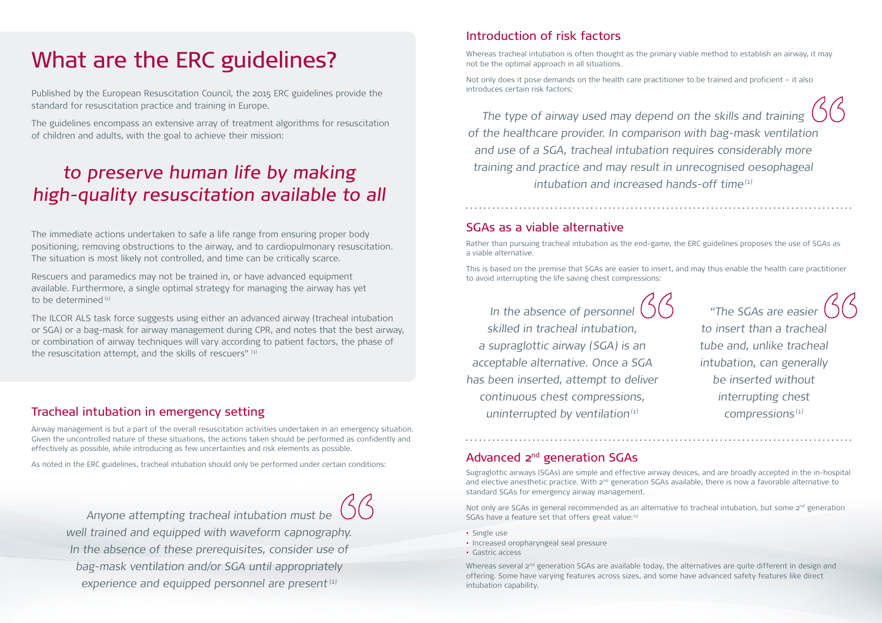# What are the ERC guidelines?

Published by the European Resuscitation Council, the 2015 ERC guidelines provide the standard for resuscitation practice and training in Europe.

The guidelines encompass an extensive array of treatment algorithms for resuscitation of children and adults, with the goal to achieve their mission:

*to preserve human life by making high-quality resuscitation available to all*

The immediate actions undertaken to safe a life range from ensuring proper body positioning, removing obstructions to the airway, and to cardiopulmonary resuscitation. The situation is most likely not controlled, and time can be critically scarce.

Rescuers and paramedics may not be trained in, or have advanced equipment available. Furthermore, a single optimal strategy for managing the airway has yet to be determined [1]

The ILCOR ALS task force suggests using either an advanced airway (tracheal intubation or SGA) or a bag-mask for airway management during CPR, and notes that the best airway, or combination of airway techniques will vary according to patient factors, the phase of the resuscitation attempt, and the skills of rescuers" [1]

## Tracheal intubation in emergency setting

Airway management is but a part of the overall resuscitation activities undertaken in an emergency situation. Given the uncontrolled nature of these situations, the actions taken should be performed as confidently and effectively as possible, while introducing as few uncertainties and risk elements as possible.

As noted in the ERC guidelines, tracheal intubation should only be performed under certain conditions:

*Anyone attempting tracheal intubation must be well trained and equipped with waveform capnography. In the absence of these prerequisites, consider use of bag-mask ventilation and/or SGA until appropriately experience and equipped personnel are present* [1]

## Introduction of risk factors

Whereas tracheal intubation is often thought as the primary viable method to establish an airway, it may not be the optimal approach in all situations.

Not only does it pose demands on the health care practitioner to be trained and proficient – it also introduces certain risk factors:

*The type of airway used may depend on the skills and training of the healthcare provider. In comparison with bag-mask ventilation and use of a SGA, tracheal intubation requires considerably more training and practice and may result in unrecognised oesophageal intubation and increased hands-off time* [1]

## SGAs as a viable alternative

Rather than pursuing tracheal intubation as the end-game, the ERC guidelines proposes the use of SGAs as a viable alternative.

This is based on the premise that SGAs are easier to insert, and may thus enable the health care practitioner to avoid interrupting the life saving chest compressions:

*In the absence of personnel skilled in tracheal intubation, a supraglottic airway (SGA) is an acceptable alternative. Once a SGA has been inserted, attempt to deliver continuous chest compressions, uninterrupted by ventilation* [1]

*"The SGAs are easier to insert than a tracheal tube and, unlike tracheal intubation, can generally be inserted without interrupting chest compressions* [1]

## Advanced 2nd generation SGAs

Sugraglottic airways (SGAs) are simple and effective airway devices, and are broadly accepted in the in-hospital and elective anesthetic practice. With 2nd generation SGAs available, there is now a favorable alternative to standard SGAs for emergency airway management.

Not only are SGAs in general recommended as an alternative to tracheal intubation, but some 2nd generation SGAs have a feature set that offers great value: [1]

- Single use
- Increased oropharyngeal seal pressure
- Gastric access

Whereas several 2nd generation SGAs are available today, the alternatives are quite different in design and offering. Some have varying features across sizes, and some have advanced safety features like direct intubation capability.